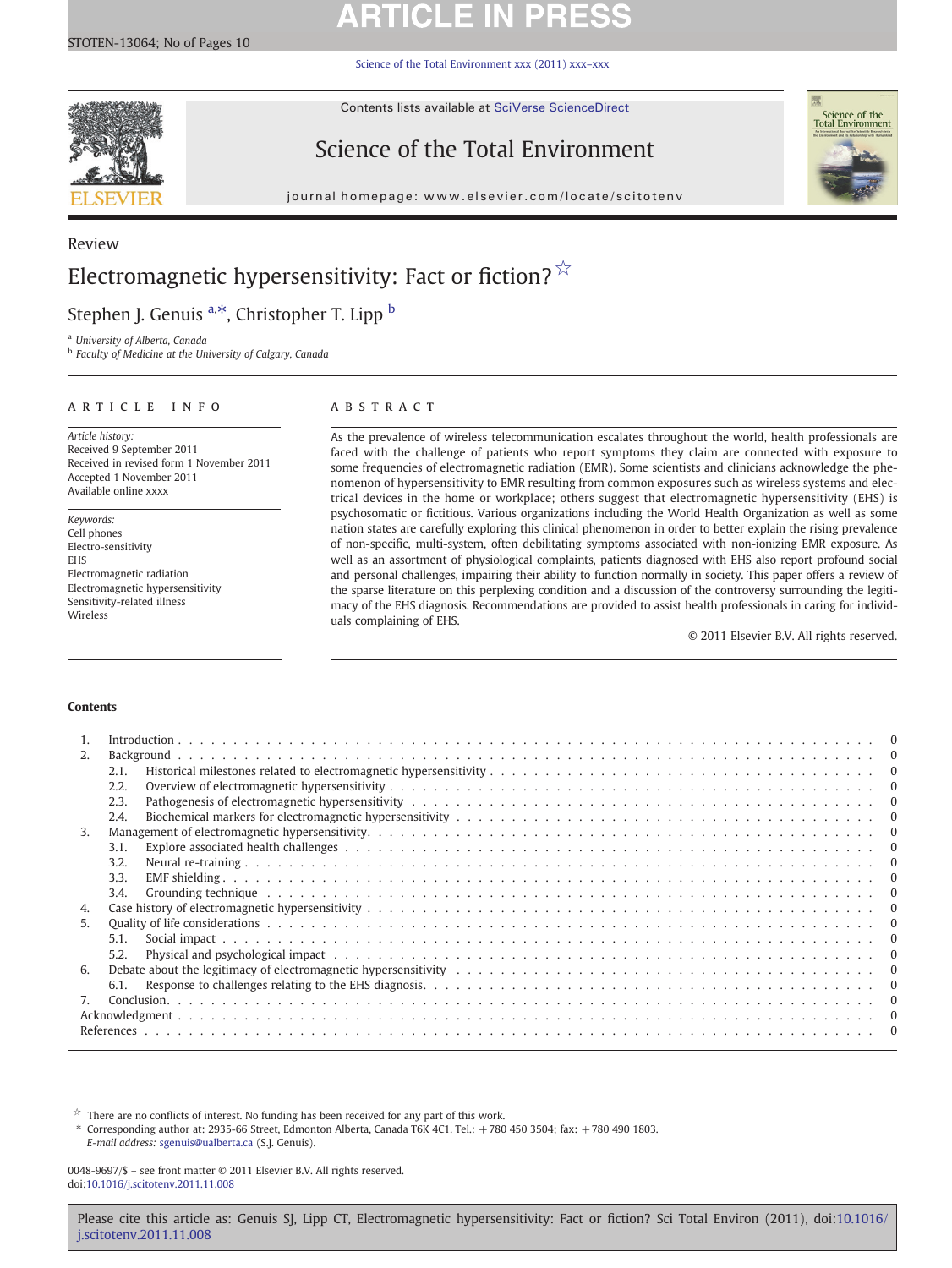Review

# Electromagnetic hypersensitivity: Fact or fiction? ☆

Stephen J. Genuis [a,*], Christopher T. Lipp [b]

[a] University of Alberta, Canada
[b] Faculty of Medicine at the University of Calgary, Canada

## ARTICLE INFO

*Article history:*
Received 9 September 2011
Received in revised form 1 November 2011
Accepted 1 November 2011
Available online xxxx

*Keywords:*
Cell phones
Electro-sensitivity
EHS
Electromagnetic radiation
Electromagnetic hypersensitivity
Sensitivity-related illness
Wireless

## ABSTRACT

As the prevalence of wireless telecommunication escalates throughout the world, health professionals are faced with the challenge of patients who report symptoms they claim are connected with exposure to some frequencies of electromagnetic radiation (EMR). Some scientists and clinicians acknowledge the phenomenon of hypersensitivity to EMR resulting from common exposures such as wireless systems and electrical devices in the home or workplace; others suggest that electromagnetic hypersensitivity (EHS) is psychosomatic or fictitious. Various organizations including the World Health Organization as well as some nation states are carefully exploring this clinical phenomenon in order to better explain the rising prevalence of non-specific, multi-system, often debilitating symptoms associated with non-ionizing EMR exposure. As well as an assortment of physiological complaints, patients diagnosed with EHS also report profound social and personal challenges, impairing their ability to function normally in society. This paper offers a review of the sparse literature on this perplexing condition and a discussion of the controversy surrounding the legitimacy of the EHS diagnosis. Recommendations are provided to assist health professionals in caring for individuals complaining of EHS.

© 2011 Elsevier B.V. All rights reserved.

## Contents

1. Introduction . . . 0
2. Background . . . 0
   - 2.1. Historical milestones related to electromagnetic hypersensitivity . . . 0
   - 2.2. Overview of electromagnetic hypersensitivity . . . 0
   - 2.3. Pathogenesis of electromagnetic hypersensitivity . . . 0
   - 2.4. Biochemical markers for electromagnetic hypersensitivity . . . 0
3. Management of electromagnetic hypersensitivity . . . 0
   - 3.1. Explore associated health challenges . . . 0
   - 3.2. Neural re-training . . . 0
   - 3.3. EMF shielding . . . 0
   - 3.4. Grounding technique . . . 0
4. Case history of electromagnetic hypersensitivity . . . 0
5. Quality of life considerations . . . 0
   - 5.1. Social impact . . . 0
   - 5.2. Physical and psychological impact . . . 0
6. Debate about the legitimacy of electromagnetic hypersensitivity . . . 0
   - 6.1. Response to challenges relating to the EHS diagnosis . . . 0
7. Conclusion . . . 0

Acknowledgment . . . 0
References . . . 0

☆ There are no conflicts of interest. No funding has been received for any part of this work.
* Corresponding author at: 2935-66 Street, Edmonton Alberta, Canada T6K 4C1. Tel.: +780 450 3504; fax: +780 490 1803.
*E-mail address:* sgenuis@ualberta.ca (S.J. Genuis).

0048-9697/$ – see front matter © 2011 Elsevier B.V. All rights reserved.
doi:10.1016/j.scitotenv.2011.11.008

Please cite this article as: Genuis SJ, Lipp CT, Electromagnetic hypersensitivity: Fact or fiction? Sci Total Environ (2011), doi:10.1016/j.scitotenv.2011.11.008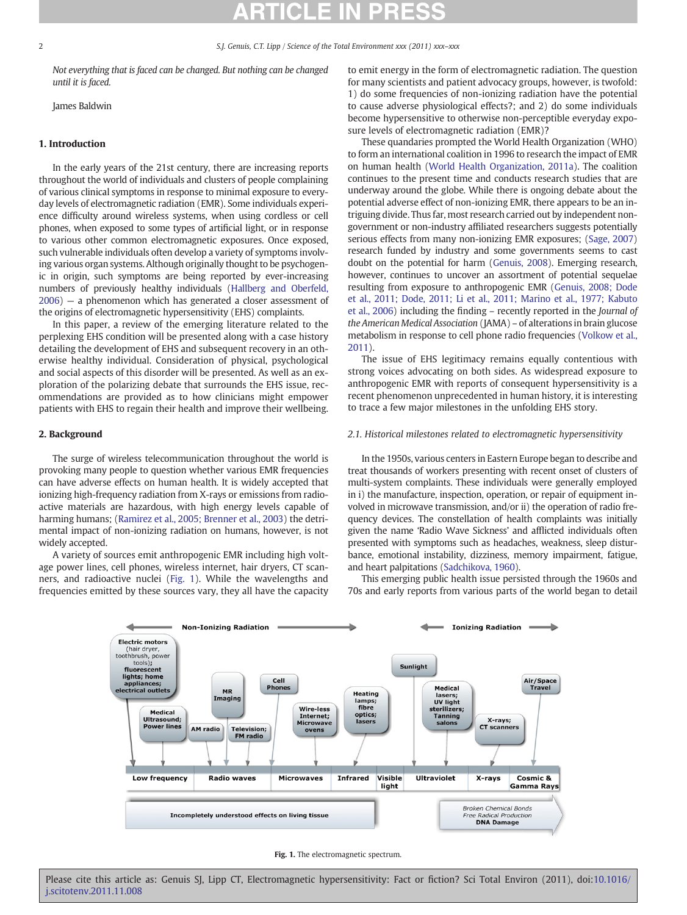*Not everything that is faced can be changed. But nothing can be changed until it is faced.*

James Baldwin

## 1. Introduction

In the early years of the 21st century, there are increasing reports throughout the world of individuals and clusters of people complaining of various clinical symptoms in response to minimal exposure to everyday levels of electromagnetic radiation (EMR). Some individuals experience difficulty around wireless systems, when using cordless or cell phones, when exposed to some types of artificial light, or in response to various other common electromagnetic exposures. Once exposed, such vulnerable individuals often develop a variety of symptoms involving various organ systems. Although originally thought to be psychogenic in origin, such symptoms are being reported by ever-increasing numbers of previously healthy individuals (Hallberg and Oberfeld, 2006) — a phenomenon which has generated a closer assessment of the origins of electromagnetic hypersensitivity (EHS) complaints.

In this paper, a review of the emerging literature related to the perplexing EHS condition will be presented along with a case history detailing the development of EHS and subsequent recovery in an otherwise healthy individual. Consideration of physical, psychological and social aspects of this disorder will be presented. As well as an exploration of the polarizing debate that surrounds the EHS issue, recommendations are provided as to how clinicians might empower patients with EHS to regain their health and improve their wellbeing.

## 2. Background

The surge of wireless telecommunication throughout the world is provoking many people to question whether various EMR frequencies can have adverse effects on human health. It is widely accepted that ionizing high-frequency radiation from X-rays or emissions from radioactive materials are hazardous, with high energy levels capable of harming humans; (Ramirez et al., 2005; Brenner et al., 2003) the detrimental impact of non-ionizing radiation on humans, however, is not widely accepted.

A variety of sources emit anthropogenic EMR including high voltage power lines, cell phones, wireless internet, hair dryers, CT scanners, and radioactive nuclei (Fig. 1). While the wavelengths and frequencies emitted by these sources vary, they all have the capacity to emit energy in the form of electromagnetic radiation. The question for many scientists and patient advocacy groups, however, is twofold: 1) do some frequencies of non-ionizing radiation have the potential to cause adverse physiological effects?; and 2) do some individuals become hypersensitive to otherwise non-perceptible everyday exposure levels of electromagnetic radiation (EMR)?

These quandaries prompted the World Health Organization (WHO) to form an international coalition in 1996 to research the impact of EMR on human health (World Health Organization, 2011a). The coalition continues to the present time and conducts research studies that are underway around the globe. While there is ongoing debate about the potential adverse effect of non-ionizing EMR, there appears to be an intriguing divide. Thus far, most research carried out by independent non-government or non-industry affiliated researchers suggests potentially serious effects from many non-ionizing EMR exposures; (Sage, 2007) research funded by industry and some governments seems to cast doubt on the potential for harm (Genuis, 2008). Emerging research, however, continues to uncover an assortment of potential sequelae resulting from exposure to anthropogenic EMR (Genuis, 2008; Dode et al., 2011; Dode, 2011; Li et al., 2011; Marino et al., 1977; Kabuto et al., 2006) including the finding – recently reported in the *Journal of the American Medical Association* (JAMA) – of alterations in brain glucose metabolism in response to cell phone radio frequencies (Volkow et al., 2011).

The issue of EHS legitimacy remains equally contentious with strong voices advocating on both sides. As widespread exposure to anthropogenic EMR with reports of consequent hypersensitivity is a recent phenomenon unprecedented in human history, it is interesting to trace a few major milestones in the unfolding EHS story.

### 2.1. Historical milestones related to electromagnetic hypersensitivity

In the 1950s, various centers in Eastern Europe began to describe and treat thousands of workers presenting with recent onset of clusters of multi-system complaints. These individuals were generally employed in i) the manufacture, inspection, operation, or repair of equipment involved in microwave transmission, and/or ii) the operation of radio frequency devices. The constellation of health complaints was initially given the name 'Radio Wave Sickness' and afflicted individuals often presented with symptoms such as headaches, weakness, sleep disturbance, emotional instability, dizziness, memory impairment, fatigue, and heart palpitations (Sadchikova, 1960).

This emerging public health issue persisted through the 1960s and 70s and early reports from various parts of the world began to detail

Non-Ionizing Radiation | Ionizing Radiation

Electric motors (hair dryer, toothbrush, power tools); fluorescent lights; home appliances; electrical outlets — Medical Ultrasound; Power lines — AM radio — MR Imaging — Television; FM radio — Cell Phones — Wire-less Internet; Microwave ovens — Heating lamps; fibre optics; lasers — Sunlight — Medical lasers; UV light sterilizers; Tanning salons — X-rays; CT scanners — Air/Space Travel

Low frequency | Radio waves | Microwaves | Infrared | Visible light | Ultraviolet | X-rays | Cosmic & Gamma Rays

Incompletely understood effects on living tissue | Broken Chemical Bonds, Free Radical Production, DNA Damage

**Fig. 1.** The electromagnetic spectrum.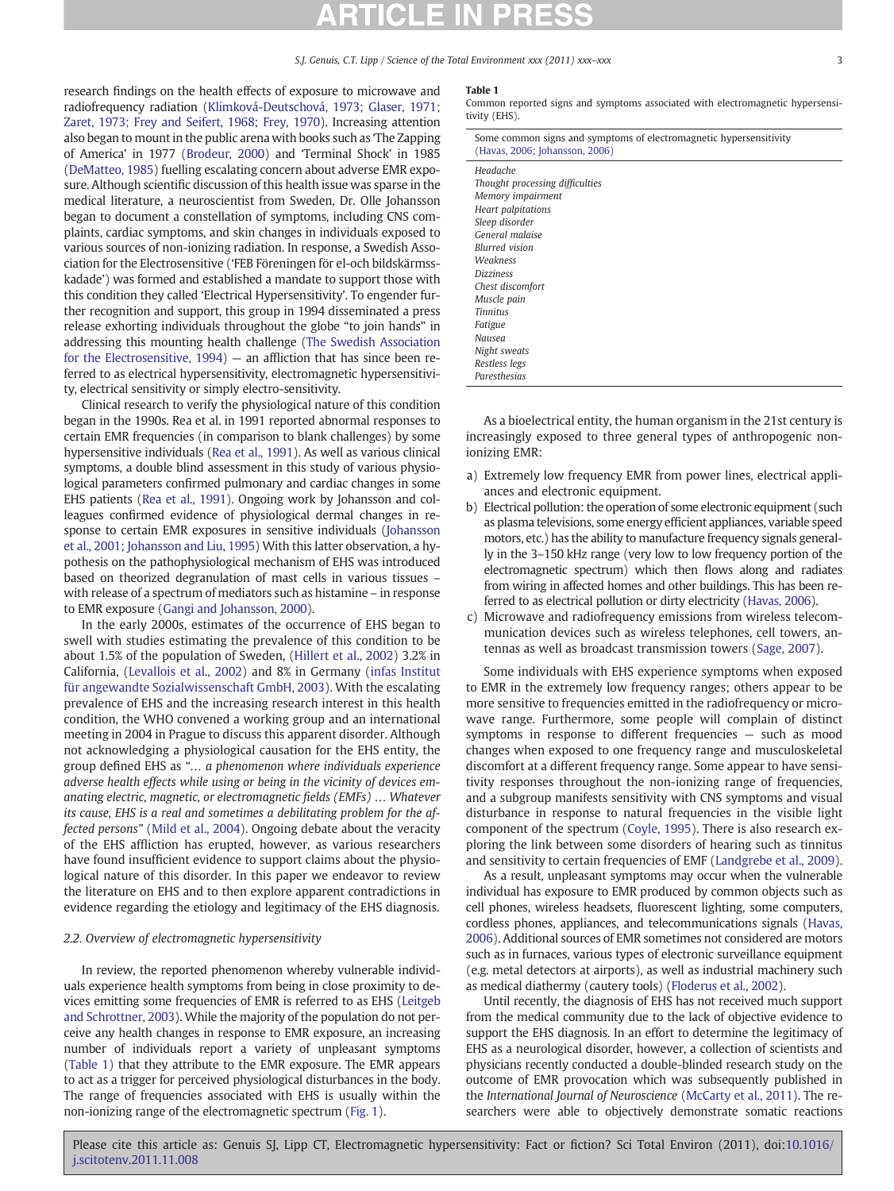research findings on the health effects of exposure to microwave and radiofrequency radiation (Klimková-Deutschová, 1973; Glaser, 1971; Zaret, 1973; Frey and Seifert, 1968; Frey, 1970). Increasing attention also began to mount in the public arena with books such as 'The Zapping of America' in 1977 (Brodeur, 2000) and 'Terminal Shock' in 1985 (DeMatteo, 1985) fuelling escalating concern about adverse EMR exposure. Although scientific discussion of this health issue was sparse in the medical literature, a neuroscientist from Sweden, Dr. Olle Johansson began to document a constellation of symptoms, including CNS complaints, cardiac symptoms, and skin changes in individuals exposed to various sources of non-ionizing radiation. In response, a Swedish Association for the Electrosensitive ('FEB Föreningen för el-och bildskärmsskadade') was formed and established a mandate to support those with this condition they called 'Electrical Hypersensitivity'. To engender further recognition and support, this group in 1994 disseminated a press release exhorting individuals throughout the globe "to join hands" in addressing this mounting health challenge (The Swedish Association for the Electrosensitive, 1994) — an affliction that has since been referred to as electrical hypersensitivity, electromagnetic hypersensitivity, electrical sensitivity or simply electro-sensitivity.

Clinical research to verify the physiological nature of this condition began in the 1990s. Rea et al. in 1991 reported abnormal responses to certain EMR frequencies (in comparison to blank challenges) by some hypersensitive individuals (Rea et al., 1991). As well as various clinical symptoms, a double blind assessment in this study of various physiological parameters confirmed pulmonary and cardiac changes in some EHS patients (Rea et al., 1991). Ongoing work by Johansson and colleagues confirmed evidence of physiological dermal changes in response to certain EMR exposures in sensitive individuals (Johansson et al., 2001; Johansson and Liu, 1995) With this latter observation, a hypothesis on the pathophysiological mechanism of EHS was introduced based on theorized degranulation of mast cells in various tissues – with release of a spectrum of mediators such as histamine – in response to EMR exposure (Gangi and Johansson, 2000).

In the early 2000s, estimates of the occurrence of EHS began to swell with studies estimating the prevalence of this condition to be about 1.5% of the population of Sweden, (Hillert et al., 2002) 3.2% in California, (Levallois et al., 2002) and 8% in Germany (infas Institut für angewandte Sozialwissenschaft GmbH, 2003). With the escalating prevalence of EHS and the increasing research interest in this health condition, the WHO convened a working group and an international meeting in 2004 in Prague to discuss this apparent disorder. Although not acknowledging a physiological causation for the EHS entity, the group defined EHS as "*… a phenomenon where individuals experience adverse health effects while using or being in the vicinity of devices emanating electric, magnetic, or electromagnetic fields (EMFs) … Whatever its cause, EHS is a real and sometimes a debilitating problem for the affected persons*" (Mild et al., 2004). Ongoing debate about the veracity of the EHS affliction has erupted, however, as various researchers have found insufficient evidence to support claims about the physiological nature of this disorder. In this paper we endeavor to review the literature on EHS and to then explore apparent contradictions in evidence regarding the etiology and legitimacy of the EHS diagnosis.

### 2.2. Overview of electromagnetic hypersensitivity

In review, the reported phenomenon whereby vulnerable individuals experience health symptoms from being in close proximity to devices emitting some frequencies of EMR is referred to as EHS (Leitgeb and Schrottner, 2003). While the majority of the population do not perceive any health changes in response to EMR exposure, an increasing number of individuals report a variety of unpleasant symptoms (Table 1) that they attribute to the EMR exposure. The EMR appears to act as a trigger for perceived physiological disturbances in the body. The range of frequencies associated with EHS is usually within the non-ionizing range of the electromagnetic spectrum (Fig. 1).

**Table 1**
Common reported signs and symptoms associated with electromagnetic hypersensitivity (EHS).

| Some common signs and symptoms of electromagnetic hypersensitivity (Havas, 2006; Johansson, 2006) |
|---|
| *Headache* |
| *Thought processing difficulties* |
| *Memory impairment* |
| *Heart palpitations* |
| *Sleep disorder* |
| *General malaise* |
| *Blurred vision* |
| *Weakness* |
| *Dizziness* |
| *Chest discomfort* |
| *Muscle pain* |
| *Tinnitus* |
| *Fatigue* |
| *Nausea* |
| *Night sweats* |
| *Restless legs* |
| *Paresthesias* |

As a bioelectrical entity, the human organism in the 21st century is increasingly exposed to three general types of anthropogenic non-ionizing EMR:

a) Extremely low frequency EMR from power lines, electrical appliances and electronic equipment.
b) Electrical pollution: the operation of some electronic equipment (such as plasma televisions, some energy efficient appliances, variable speed motors, etc.) has the ability to manufacture frequency signals generally in the 3–150 kHz range (very low to low frequency portion of the electromagnetic spectrum) which then flows along and radiates from wiring in affected homes and other buildings. This has been referred to as electrical pollution or dirty electricity (Havas, 2006).
c) Microwave and radiofrequency emissions from wireless telecommunication devices such as wireless telephones, cell towers, antennas as well as broadcast transmission towers (Sage, 2007).

Some individuals with EHS experience symptoms when exposed to EMR in the extremely low frequency ranges; others appear to be more sensitive to frequencies emitted in the radiofrequency or microwave range. Furthermore, some people will complain of distinct symptoms in response to different frequencies — such as mood changes when exposed to one frequency range and musculoskeletal discomfort at a different frequency range. Some appear to have sensitivity responses throughout the non-ionizing range of frequencies, and a subgroup manifests sensitivity with CNS symptoms and visual disturbance in response to natural frequencies in the visible light component of the spectrum (Coyle, 1995). There is also research exploring the link between some disorders of hearing such as tinnitus and sensitivity to certain frequencies of EMF (Landgrebe et al., 2009).

As a result, unpleasant symptoms may occur when the vulnerable individual has exposure to EMR produced by common objects such as cell phones, wireless headsets, fluorescent lighting, some computers, cordless phones, appliances, and telecommunications signals (Havas, 2006). Additional sources of EMR sometimes not considered are motors such as in furnaces, various types of electronic surveillance equipment (e.g. metal detectors at airports), as well as industrial machinery such as medical diathermy (cautery tools) (Floderus et al., 2002).

Until recently, the diagnosis of EHS has not received much support from the medical community due to the lack of objective evidence to support the EHS diagnosis. In an effort to determine the legitimacy of EHS as a neurological disorder, however, a collection of scientists and physicians recently conducted a double-blinded research study on the outcome of EMR provocation which was subsequently published in the *International Journal of Neuroscience* (McCarty et al., 2011). The researchers were able to objectively demonstrate somatic reactions

Please cite this article as: Genuis SJ, Lipp CT, Electromagnetic hypersensitivity: Fact or fiction? Sci Total Environ (2011), doi:10.1016/j.scitotenv.2011.11.008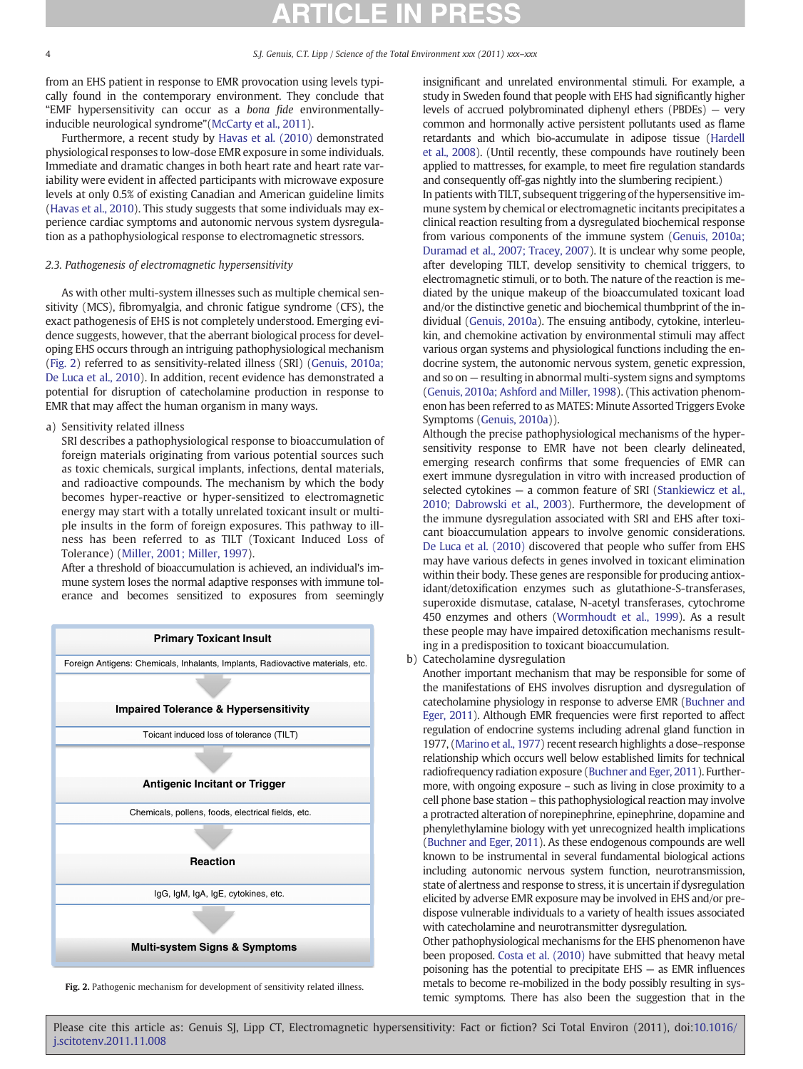from an EHS patient in response to EMR provocation using levels typically found in the contemporary environment. They conclude that "EMF hypersensitivity can occur as a *bona fide* environmentally-inducible neurological syndrome"(McCarty et al., 2011).

Furthermore, a recent study by Havas et al. (2010) demonstrated physiological responses to low-dose EMR exposure in some individuals. Immediate and dramatic changes in both heart rate and heart rate variability were evident in affected participants with microwave exposure levels at only 0.5% of existing Canadian and American guideline limits (Havas et al., 2010). This study suggests that some individuals may experience cardiac symptoms and autonomic nervous system dysregulation as a pathophysiological response to electromagnetic stressors.

### 2.3. Pathogenesis of electromagnetic hypersensitivity

As with other multi-system illnesses such as multiple chemical sensitivity (MCS), fibromyalgia, and chronic fatigue syndrome (CFS), the exact pathogenesis of EHS is not completely understood. Emerging evidence suggests, however, that the aberrant biological process for developing EHS occurs through an intriguing pathophysiological mechanism (Fig. 2) referred to as sensitivity-related illness (SRI) (Genuis, 2010a; De Luca et al., 2010). In addition, recent evidence has demonstrated a potential for disruption of catecholamine production in response to EMR that may affect the human organism in many ways.

a) Sensitivity related illness

SRI describes a pathophysiological response to bioaccumulation of foreign materials originating from various potential sources such as toxic chemicals, surgical implants, infections, dental materials, and radioactive compounds. The mechanism by which the body becomes hyper-reactive or hyper-sensitized to electromagnetic energy may start with a totally unrelated toxicant insult or multiple insults in the form of foreign exposures. This pathway to illness has been referred to as TILT (Toxicant Induced Loss of Tolerance) (Miller, 2001; Miller, 1997).

After a threshold of bioaccumulation is achieved, an individual's immune system loses the normal adaptive responses with immune tolerance and becomes sensitized to exposures from seemingly insignificant and unrelated environmental stimuli. For example, a study in Sweden found that people with EHS had significantly higher levels of accrued polybrominated diphenyl ethers (PBDEs) — very common and hormonally active persistent pollutants used as flame retardants and which bio-accumulate in adipose tissue (Hardell et al., 2008). (Until recently, these compounds have routinely been applied to mattresses, for example, to meet fire regulation standards and consequently off-gas nightly into the slumbering recipient.)

In patients with TILT, subsequent triggering of the hypersensitive immune system by chemical or electromagnetic incitants precipitates a clinical reaction resulting from a dysregulated biochemical response from various components of the immune system (Genuis, 2010a; Duramad et al., 2007; Tracey, 2007). It is unclear why some people, after developing TILT, develop sensitivity to chemical triggers, to electromagnetic stimuli, or to both. The nature of the reaction is mediated by the unique makeup of the bioaccumulated toxicant load and/or the distinctive genetic and biochemical thumbprint of the individual (Genuis, 2010a). The ensuing antibody, cytokine, interleukin, and chemokine activation by environmental stimuli may affect various organ systems and physiological functions including the endocrine system, the autonomic nervous system, genetic expression, and so on — resulting in abnormal multi-system signs and symptoms (Genuis, 2010a; Ashford and Miller, 1998). (This activation phenomenon has been referred to as MATES: Minute Assorted Triggers Evoke Symptoms (Genuis, 2010a)).

Although the precise pathophysiological mechanisms of the hypersensitivity response to EMR have not been clearly delineated, emerging research confirms that some frequencies of EMR can exert immune dysregulation in vitro with increased production of selected cytokines — a common feature of SRI (Stankiewicz et al., 2010; Dabrowski et al., 2003). Furthermore, the development of the immune dysregulation associated with SRI and EHS after toxicant bioaccumulation appears to involve genomic considerations. De Luca et al. (2010) discovered that people who suffer from EHS may have various defects in genes involved in toxicant elimination within their body. These genes are responsible for producing antioxidant/detoxification enzymes such as glutathione-S-transferases, superoxide dismutase, catalase, N-acetyl transferases, cytochrome 450 enzymes and others (Wormhoudt et al., 1999). As a result these people may have impaired detoxification mechanisms resulting in a predisposition to toxicant bioaccumulation.

b) Catecholamine dysregulation

Another important mechanism that may be responsible for some of the manifestations of EHS involves disruption and dysregulation of catecholamine physiology in response to adverse EMR (Buchner and Eger, 2011). Although EMR frequencies were first reported to affect regulation of endocrine systems including adrenal gland function in 1977, (Marino et al., 1977) recent research highlights a dose–response relationship which occurs well below established limits for technical radiofrequency radiation exposure (Buchner and Eger, 2011). Furthermore, with ongoing exposure – such as living in close proximity to a cell phone base station – this pathophysiological reaction may involve a protracted alteration of norepinephrine, epinephrine, dopamine and phenylethylamine biology with yet unrecognized health implications (Buchner and Eger, 2011). As these endogenous compounds are well known to be instrumental in several fundamental biological actions including autonomic nervous system function, neurotransmission, state of alertness and response to stress, it is uncertain if dysregulation elicited by adverse EMR exposure may be involved in EHS and/or predispose vulnerable individuals to a variety of health issues associated with catecholamine and neurotransmitter dysregulation.

Other pathophysiological mechanisms for the EHS phenomenon have been proposed. Costa et al. (2010) have submitted that heavy metal poisoning has the potential to precipitate EHS — as EMR influences metals to become re-mobilized in the body possibly resulting in systemic symptoms. There has also been the suggestion that in the

**Primary Toxicant Insult**

Foreign Antigens: Chemicals, Inhalants, Implants, Radioactive materials, etc.

↓

**Impaired Tolerance & Hypersensitivity**

Toicant induced loss of tolerance (TILT)

↓

**Antigenic Incitant or Trigger**

Chemicals, pollens, foods, electrical fields, etc.

↓

**Reaction**

IgG, IgM, IgA, IgE, cytokines, etc.

↓

**Multi-system Signs & Symptoms**

**Fig. 2.** Pathogenic mechanism for development of sensitivity related illness.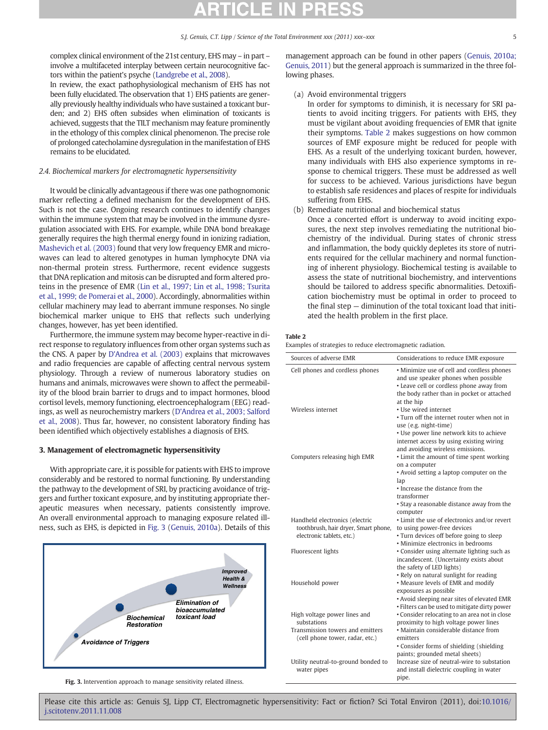complex clinical environment of the 21st century, EHS may – in part – involve a multifaceted interplay between certain neurocognitive factors within the patient's psyche (Landgrebe et al., 2008).

In review, the exact pathophysiological mechanism of EHS has not been fully elucidated. The observation that 1) EHS patients are generally previously healthy individuals who have sustained a toxicant burden; and 2) EHS often subsides when elimination of toxicants is achieved, suggests that the TILT mechanism may feature prominently in the ethology of this complex clinical phenomenon. The precise role of prolonged catecholamine dysregulation in the manifestation of EHS remains to be elucidated.

### 2.4. Biochemical markers for electromagnetic hypersensitivity

It would be clinically advantageous if there was one pathognomonic marker reflecting a defined mechanism for the development of EHS. Such is not the case. Ongoing research continues to identify changes within the immune system that may be involved in the immune dysregulation associated with EHS. For example, while DNA bond breakage generally requires the high thermal energy found in ionizing radiation, Mashevich et al. (2003) found that very low frequency EMR and microwaves can lead to altered genotypes in human lymphocyte DNA via non-thermal protein stress. Furthermore, recent evidence suggests that DNA replication and mitosis can be disrupted and form altered proteins in the presence of EMR (Lin et al., 1997; Lin et al., 1998; Tsurita et al., 1999; de Pomerai et al., 2000). Accordingly, abnormalities within cellular machinery may lead to aberrant immune responses. No single biochemical marker unique to EHS that reflects such underlying changes, however, has yet been identified.

Furthermore, the immune system may become hyper-reactive in direct response to regulatory influences from other organ systems such as the CNS. A paper by D'Andrea et al. (2003) explains that microwaves and radio frequencies are capable of affecting central nervous system physiology. Through a review of numerous laboratory studies on humans and animals, microwaves were shown to affect the permeability of the blood brain barrier to drugs and to impact hormones, blood cortisol levels, memory functioning, electroencephalogram (EEG) readings, as well as neurochemistry markers (D'Andrea et al., 2003; Salford et al., 2008). Thus far, however, no consistent laboratory finding has been identified which objectively establishes a diagnosis of EHS.

## 3. Management of electromagnetic hypersensitivity

With appropriate care, it is possible for patients with EHS to improve considerably and be restored to normal functioning. By understanding the pathway to the development of SRI, by practicing avoidance of triggers and further toxicant exposure, and by instituting appropriate therapeutic measures when necessary, patients consistently improve. An overall environmental approach to managing exposure related illness, such as EHS, is depicted in Fig. 3 (Genuis, 2010a). Details of this management approach can be found in other papers (Genuis, 2010a; Genuis, 2011) but the general approach is summarized in the three following phases.

(a) Avoid environmental triggers
In order for symptoms to diminish, it is necessary for SRI patients to avoid inciting triggers. For patients with EHS, they must be vigilant about avoiding frequencies of EMR that ignite their symptoms. Table 2 makes suggestions on how common sources of EMF exposure might be reduced for people with EHS. As a result of the underlying toxicant burden, however, many individuals with EHS also experience symptoms in response to chemical triggers. These must be addressed as well for success to be achieved. Various jurisdictions have begun to establish safe residences and places of respite for individuals suffering from EHS.

(b) Remediate nutritional and biochemical status
Once a concerted effort is underway to avoid inciting exposures, the next step involves remediating the nutritional biochemistry of the individual. During states of chronic stress and inflammation, the body quickly depletes its store of nutrients required for the cellular machinery and normal functioning of inherent physiology. Biochemical testing is available to assess the state of nutritional biochemistry, and interventions should be tailored to address specific abnormalities. Detoxification biochemistry must be optimal in order to proceed to the final step — diminution of the total toxicant load that initiated the health problem in the first place.

Avoidance of Triggers → Biochemical Restoration → Elimination of bioaccumulated toxicant load → Improved Health & Wellness

Fig. 3. Intervention approach to manage sensitivity related illness.

**Table 2**
Examples of strategies to reduce electromagnetic radiation.

| Sources of adverse EMR | Considerations to reduce EMR exposure |
|---|---|
| Cell phones and cordless phones | • Minimize use of cell and cordless phones and use speaker phones when possible<br>• Leave cell or cordless phone away from the body rather than in pocket or attached at the hip |
| Wireless internet | • Use wired internet<br>• Turn off the internet router when not in use (e.g. night-time)<br>• Use power line network kits to achieve internet access by using existing wiring and avoiding wireless emissions. |
| Computers releasing high EMR | • Limit the amount of time spent working on a computer<br>• Avoid setting a laptop computer on the lap<br>• Increase the distance from the transformer<br>• Stay a reasonable distance away from the computer |
| Handheld electronics (electric toothbrush, hair dryer, Smart phone, electronic tablets, etc.) | • Limit the use of electronics and/or revert to using power-free devices<br>• Turn devices off before going to sleep<br>• Minimize electronics in bedrooms |
| Fluorescent lights | • Consider using alternate lighting such as incandescent. (Uncertainty exists about the safety of LED lights)<br>• Rely on natural sunlight for reading |
| Household power | • Measure levels of EMR and modify exposures as possible<br>• Avoid sleeping near sites of elevated EMR<br>• Filters can be used to mitigate dirty power |
| High voltage power lines and substations | • Consider relocating to an area not in close proximity to high voltage power lines |
| Transmission towers and emitters (cell phone tower, radar, etc.) | • Maintain considerable distance from emitters<br>• Consider forms of shielding (shielding paints; grounded metal sheets) |
| Utility neutral-to-ground bonded to water pipes | Increase size of neutral-wire to substation and install dielectric coupling in water pipe. |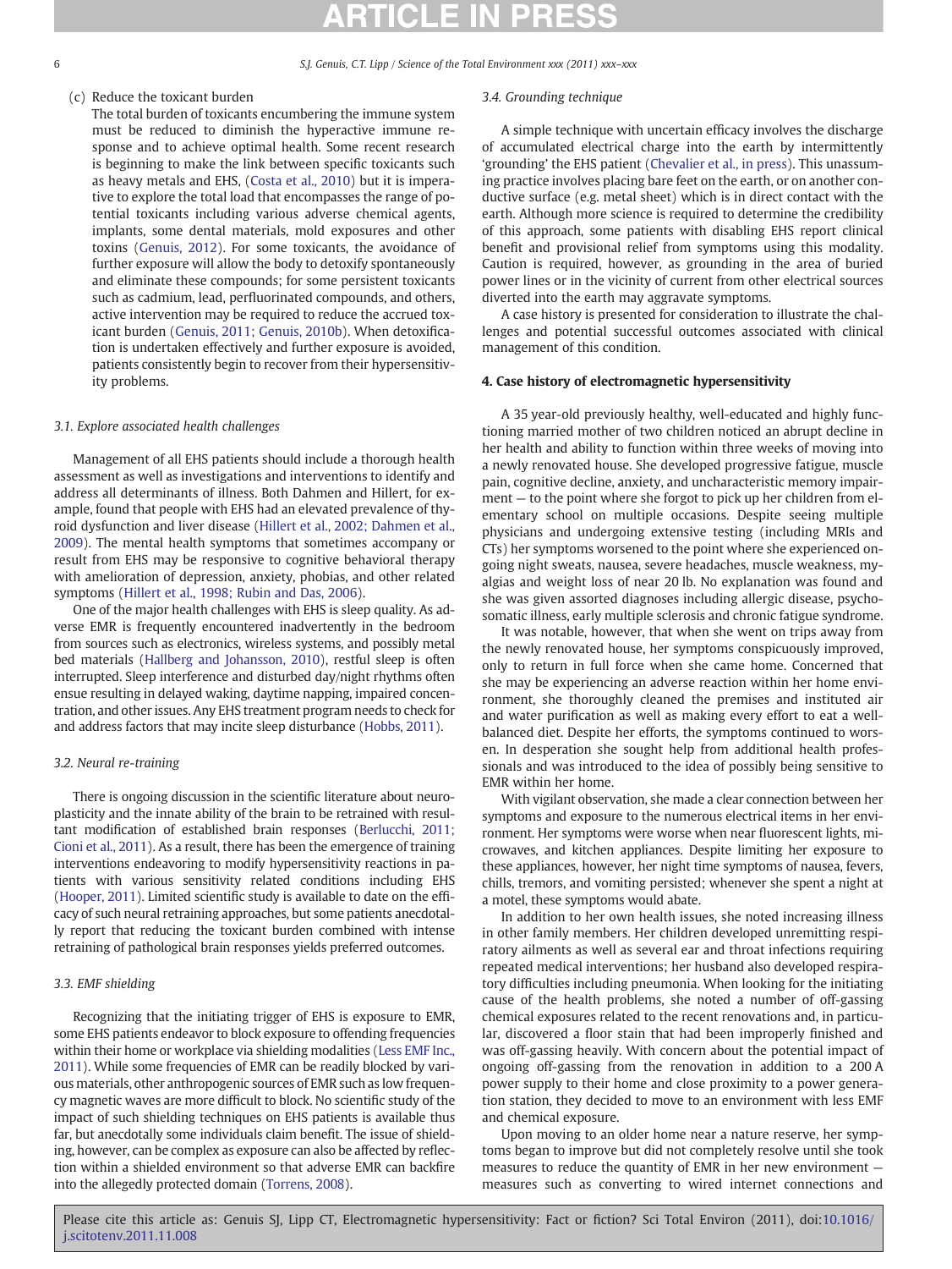(c) Reduce the toxicant burden

The total burden of toxicants encumbering the immune system must be reduced to diminish the hyperactive immune response and to achieve optimal health. Some recent research is beginning to make the link between specific toxicants such as heavy metals and EHS, (Costa et al., 2010) but it is imperative to explore the total load that encompasses the range of potential toxicants including various adverse chemical agents, implants, some dental materials, mold exposures and other toxins (Genuis, 2012). For some toxicants, the avoidance of further exposure will allow the body to detoxify spontaneously and eliminate these compounds; for some persistent toxicants such as cadmium, lead, perfluorinated compounds, and others, active intervention may be required to reduce the accrued toxicant burden (Genuis, 2011; Genuis, 2010b). When detoxification is undertaken effectively and further exposure is avoided, patients consistently begin to recover from their hypersensitivity problems.

### 3.1. Explore associated health challenges

Management of all EHS patients should include a thorough health assessment as well as investigations and interventions to identify and address all determinants of illness. Both Dahmen and Hillert, for example, found that people with EHS had an elevated prevalence of thyroid dysfunction and liver disease (Hillert et al., 2002; Dahmen et al., 2009). The mental health symptoms that sometimes accompany or result from EHS may be responsive to cognitive behavioral therapy with amelioration of depression, anxiety, phobias, and other related symptoms (Hillert et al., 1998; Rubin and Das, 2006).

One of the major health challenges with EHS is sleep quality. As adverse EMR is frequently encountered inadvertently in the bedroom from sources such as electronics, wireless systems, and possibly metal bed materials (Hallberg and Johansson, 2010), restful sleep is often interrupted. Sleep interference and disturbed day/night rhythms often ensue resulting in delayed waking, daytime napping, impaired concentration, and other issues. Any EHS treatment program needs to check for and address factors that may incite sleep disturbance (Hobbs, 2011).

### 3.2. Neural re-training

There is ongoing discussion in the scientific literature about neuroplasticity and the innate ability of the brain to be retrained with resultant modification of established brain responses (Berlucchi, 2011; Cioni et al., 2011). As a result, there has been the emergence of training interventions endeavoring to modify hypersensitivity reactions in patients with various sensitivity related conditions including EHS (Hooper, 2011). Limited scientific study is available to date on the efficacy of such neural retraining approaches, but some patients anecdotally report that reducing the toxicant burden combined with intense retraining of pathological brain responses yields preferred outcomes.

### 3.3. EMF shielding

Recognizing that the initiating trigger of EHS is exposure to EMR, some EHS patients endeavor to block exposure to offending frequencies within their home or workplace via shielding modalities (Less EMF Inc., 2011). While some frequencies of EMR can be readily blocked by various materials, other anthropogenic sources of EMR such as low frequency magnetic waves are more difficult to block. No scientific study of the impact of such shielding techniques on EHS patients is available thus far, but anecdotally some individuals claim benefit. The issue of shielding, however, can be complex as exposure can also be affected by reflection within a shielded environment so that adverse EMR can backfire into the allegedly protected domain (Torrens, 2008).

### 3.4. Grounding technique

A simple technique with uncertain efficacy involves the discharge of accumulated electrical charge into the earth by intermittently 'grounding' the EHS patient (Chevalier et al., in press). This unassuming practice involves placing bare feet on the earth, or on another conductive surface (e.g. metal sheet) which is in direct contact with the earth. Although more science is required to determine the credibility of this approach, some patients with disabling EHS report clinical benefit and provisional relief from symptoms using this modality. Caution is required, however, as grounding in the area of buried power lines or in the vicinity of current from other electrical sources diverted into the earth may aggravate symptoms.

A case history is presented for consideration to illustrate the challenges and potential successful outcomes associated with clinical management of this condition.

## 4. Case history of electromagnetic hypersensitivity

A 35 year-old previously healthy, well-educated and highly functioning married mother of two children noticed an abrupt decline in her health and ability to function within three weeks of moving into a newly renovated house. She developed progressive fatigue, muscle pain, cognitive decline, anxiety, and uncharacteristic memory impairment — to the point where she forgot to pick up her children from elementary school on multiple occasions. Despite seeing multiple physicians and undergoing extensive testing (including MRIs and CTs) her symptoms worsened to the point where she experienced ongoing night sweats, nausea, severe headaches, muscle weakness, myalgias and weight loss of near 20 lb. No explanation was found and she was given assorted diagnoses including allergic disease, psychosomatic illness, early multiple sclerosis and chronic fatigue syndrome.

It was notable, however, that when she went on trips away from the newly renovated house, her symptoms conspicuously improved, only to return in full force when she came home. Concerned that she may be experiencing an adverse reaction within her home environment, she thoroughly cleaned the premises and instituted air and water purification as well as making every effort to eat a well-balanced diet. Despite her efforts, the symptoms continued to worsen. In desperation she sought help from additional health professionals and was introduced to the idea of possibly being sensitive to EMR within her home.

With vigilant observation, she made a clear connection between her symptoms and exposure to the numerous electrical items in her environment. Her symptoms were worse when near fluorescent lights, microwaves, and kitchen appliances. Despite limiting her exposure to these appliances, however, her night time symptoms of nausea, fevers, chills, tremors, and vomiting persisted; whenever she spent a night at a motel, these symptoms would abate.

In addition to her own health issues, she noted increasing illness in other family members. Her children developed unremitting respiratory ailments as well as several ear and throat infections requiring repeated medical interventions; her husband also developed respiratory difficulties including pneumonia. When looking for the initiating cause of the health problems, she noted a number of off-gassing chemical exposures related to the recent renovations and, in particular, discovered a floor stain that had been improperly finished and was off-gassing heavily. With concern about the potential impact of ongoing off-gassing from the renovation in addition to a 200 A power supply to their home and close proximity to a power generation station, they decided to move to an environment with less EMF and chemical exposure.

Upon moving to an older home near a nature reserve, her symptoms began to improve but did not completely resolve until she took measures to reduce the quantity of EMR in her new environment — measures such as converting to wired internet connections and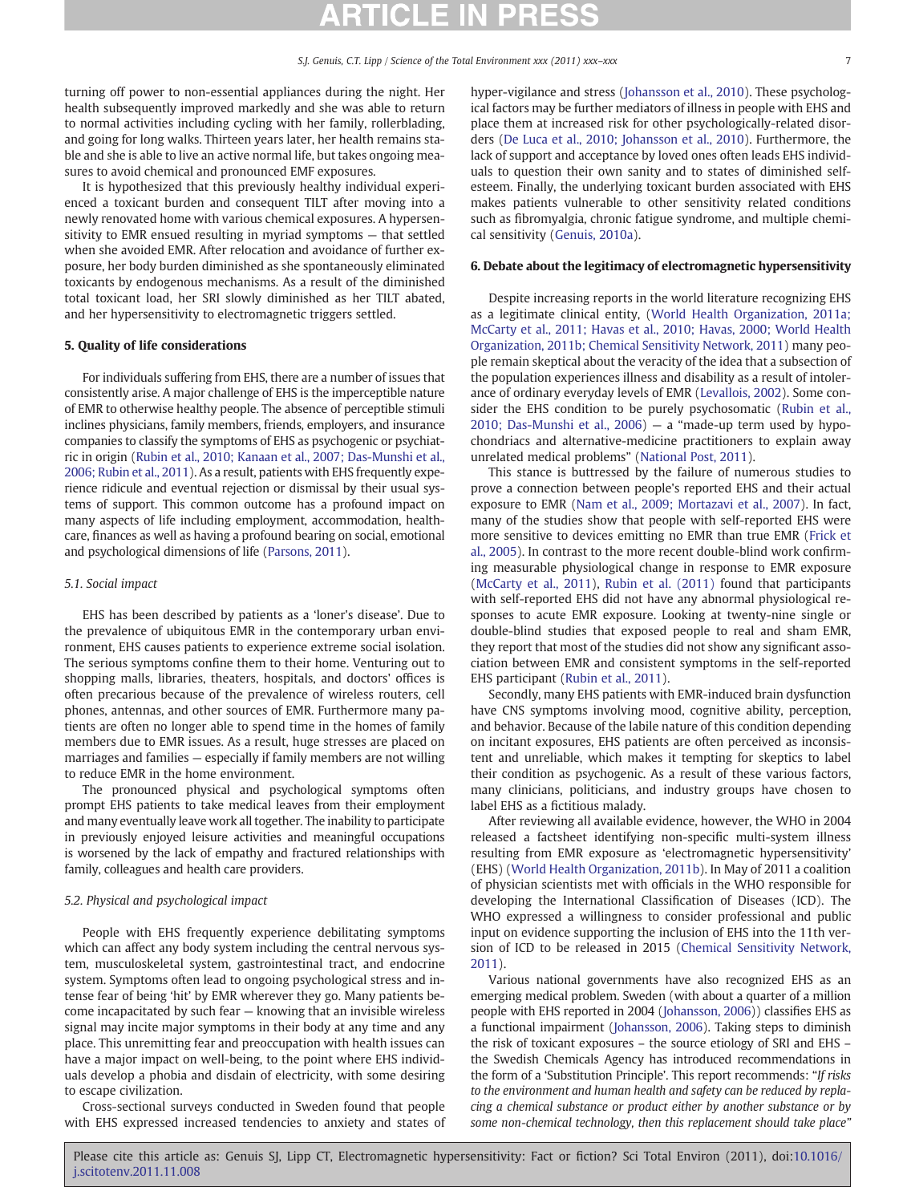turning off power to non-essential appliances during the night. Her health subsequently improved markedly and she was able to return to normal activities including cycling with her family, rollerblading, and going for long walks. Thirteen years later, her health remains stable and she is able to live an active normal life, but takes ongoing measures to avoid chemical and pronounced EMF exposures.

It is hypothesized that this previously healthy individual experienced a toxicant burden and consequent TILT after moving into a newly renovated home with various chemical exposures. A hypersensitivity to EMR ensued resulting in myriad symptoms — that settled when she avoided EMR. After relocation and avoidance of further exposure, her body burden diminished as she spontaneously eliminated toxicants by endogenous mechanisms. As a result of the diminished total toxicant load, her SRI slowly diminished as her TILT abated, and her hypersensitivity to electromagnetic triggers settled.

## 5. Quality of life considerations

For individuals suffering from EHS, there are a number of issues that consistently arise. A major challenge of EHS is the imperceptible nature of EMR to otherwise healthy people. The absence of perceptible stimuli inclines physicians, family members, friends, employers, and insurance companies to classify the symptoms of EHS as psychogenic or psychiatric in origin (Rubin et al., 2010; Kanaan et al., 2007; Das-Munshi et al., 2006; Rubin et al., 2011). As a result, patients with EHS frequently experience ridicule and eventual rejection or dismissal by their usual systems of support. This common outcome has a profound impact on many aspects of life including employment, accommodation, healthcare, finances as well as having a profound bearing on social, emotional and psychological dimensions of life (Parsons, 2011).

### 5.1. Social impact

EHS has been described by patients as a 'loner's disease'. Due to the prevalence of ubiquitous EMR in the contemporary urban environment, EHS causes patients to experience extreme social isolation. The serious symptoms confine them to their home. Venturing out to shopping malls, libraries, theaters, hospitals, and doctors' offices is often precarious because of the prevalence of wireless routers, cell phones, antennas, and other sources of EMR. Furthermore many patients are often no longer able to spend time in the homes of family members due to EMR issues. As a result, huge stresses are placed on marriages and families — especially if family members are not willing to reduce EMR in the home environment.

The pronounced physical and psychological symptoms often prompt EHS patients to take medical leaves from their employment and many eventually leave work all together. The inability to participate in previously enjoyed leisure activities and meaningful occupations is worsened by the lack of empathy and fractured relationships with family, colleagues and health care providers.

### 5.2. Physical and psychological impact

People with EHS frequently experience debilitating symptoms which can affect any body system including the central nervous system, musculoskeletal system, gastrointestinal tract, and endocrine system. Symptoms often lead to ongoing psychological stress and intense fear of being 'hit' by EMR wherever they go. Many patients become incapacitated by such fear — knowing that an invisible wireless signal may incite major symptoms in their body at any time and any place. This unremitting fear and preoccupation with health issues can have a major impact on well-being, to the point where EHS individuals develop a phobia and disdain of electricity, with some desiring to escape civilization.

Cross-sectional surveys conducted in Sweden found that people with EHS expressed increased tendencies to anxiety and states of hyper-vigilance and stress (Johansson et al., 2010). These psychological factors may be further mediators of illness in people with EHS and place them at increased risk for other psychologically-related disorders (De Luca et al., 2010; Johansson et al., 2010). Furthermore, the lack of support and acceptance by loved ones often leads EHS individuals to question their own sanity and to states of diminished self-esteem. Finally, the underlying toxicant burden associated with EHS makes patients vulnerable to other sensitivity related conditions such as fibromyalgia, chronic fatigue syndrome, and multiple chemical sensitivity (Genuis, 2010a).

## 6. Debate about the legitimacy of electromagnetic hypersensitivity

Despite increasing reports in the world literature recognizing EHS as a legitimate clinical entity, (World Health Organization, 2011a; McCarty et al., 2011; Havas et al., 2010; Havas, 2000; World Health Organization, 2011b; Chemical Sensitivity Network, 2011) many people remain skeptical about the veracity of the idea that a subsection of the population experiences illness and disability as a result of intolerance of ordinary everyday levels of EMR (Levallois, 2002). Some consider the EHS condition to be purely psychosomatic (Rubin et al., 2010; Das-Munshi et al., 2006) — a "made-up term used by hypochondriacs and alternative-medicine practitioners to explain away unrelated medical problems" (National Post, 2011).

This stance is buttressed by the failure of numerous studies to prove a connection between people's reported EHS and their actual exposure to EMR (Nam et al., 2009; Mortazavi et al., 2007). In fact, many of the studies show that people with self-reported EHS were more sensitive to devices emitting no EMR than true EMR (Frick et al., 2005). In contrast to the more recent double-blind work confirming measurable physiological change in response to EMR exposure (McCarty et al., 2011), Rubin et al. (2011) found that participants with self-reported EHS did not have any abnormal physiological responses to acute EMR exposure. Looking at twenty-nine single or double-blind studies that exposed people to real and sham EMR, they report that most of the studies did not show any significant association between EMR and consistent symptoms in the self-reported EHS participant (Rubin et al., 2011).

Secondly, many EHS patients with EMR-induced brain dysfunction have CNS symptoms involving mood, cognitive ability, perception, and behavior. Because of the labile nature of this condition depending on incitant exposures, EHS patients are often perceived as inconsistent and unreliable, which makes it tempting for skeptics to label their condition as psychogenic. As a result of these various factors, many clinicians, politicians, and industry groups have chosen to label EHS as a fictitious malady.

After reviewing all available evidence, however, the WHO in 2004 released a factsheet identifying non-specific multi-system illness resulting from EMR exposure as 'electromagnetic hypersensitivity' (EHS) (World Health Organization, 2011b). In May of 2011 a coalition of physician scientists met with officials in the WHO responsible for developing the International Classification of Diseases (ICD). The WHO expressed a willingness to consider professional and public input on evidence supporting the inclusion of EHS into the 11th version of ICD to be released in 2015 (Chemical Sensitivity Network, 2011).

Various national governments have also recognized EHS as an emerging medical problem. Sweden (with about a quarter of a million people with EHS reported in 2004 (Johansson, 2006)) classifies EHS as a functional impairment (Johansson, 2006). Taking steps to diminish the risk of toxicant exposures – the source etiology of SRI and EHS – the Swedish Chemicals Agency has introduced recommendations in the form of a 'Substitution Principle'. This report recommends: "*If risks to the environment and human health and safety can be reduced by replacing a chemical substance or product either by another substance or by some non-chemical technology, then this replacement should take place*"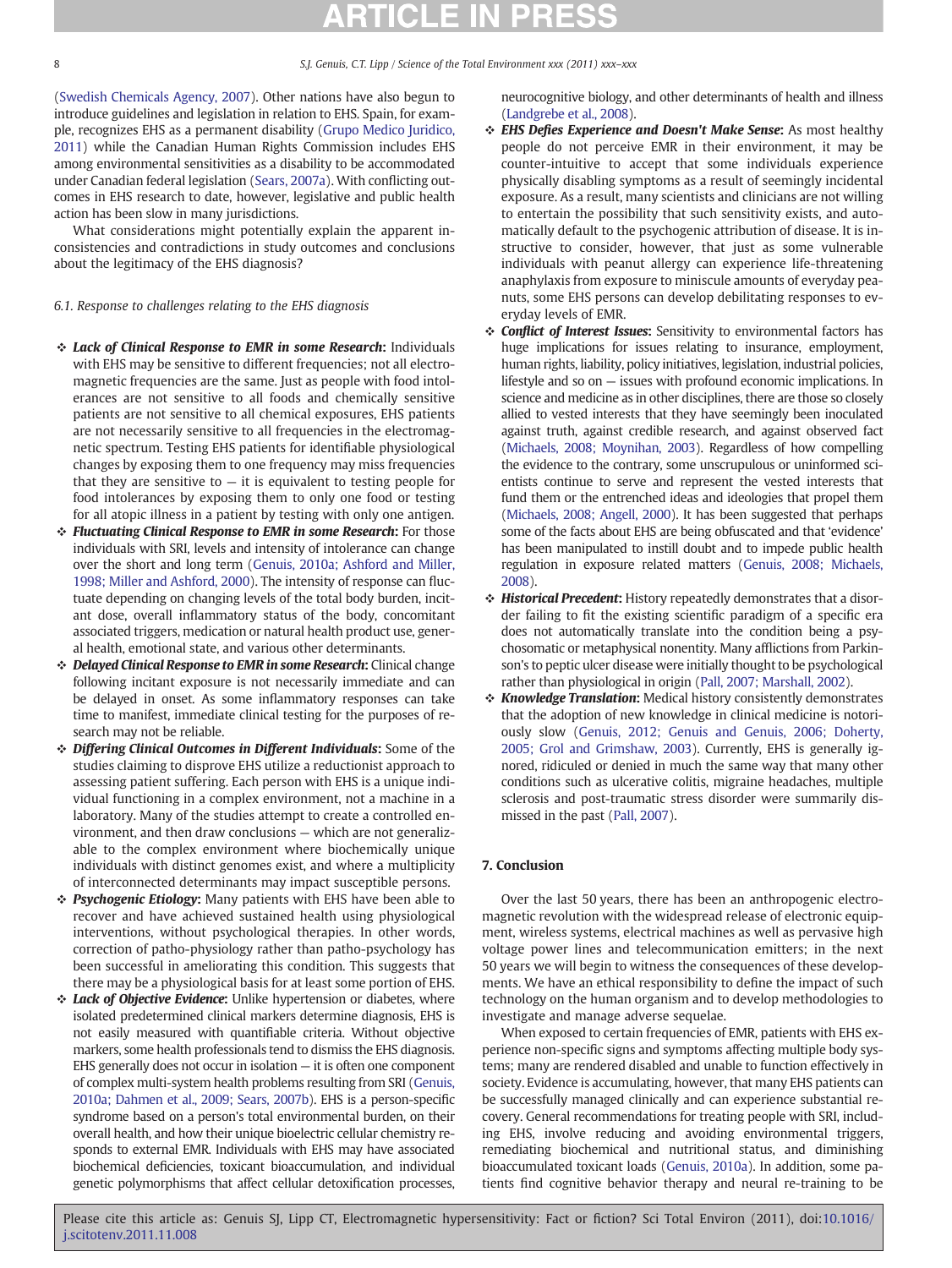(Swedish Chemicals Agency, 2007). Other nations have also begun to introduce guidelines and legislation in relation to EHS. Spain, for example, recognizes EHS as a permanent disability (Grupo Medico Juridico, 2011) while the Canadian Human Rights Commission includes EHS among environmental sensitivities as a disability to be accommodated under Canadian federal legislation (Sears, 2007a). With conflicting outcomes in EHS research to date, however, legislative and public health action has been slow in many jurisdictions.

What considerations might potentially explain the apparent inconsistencies and contradictions in study outcomes and conclusions about the legitimacy of the EHS diagnosis?

### 6.1. Response to challenges relating to the EHS diagnosis

- ***Lack of Clinical Response to EMR in some Research*****:** Individuals with EHS may be sensitive to different frequencies; not all electromagnetic frequencies are the same. Just as people with food intolerances are not sensitive to all foods and chemically sensitive patients are not sensitive to all chemical exposures, EHS patients are not necessarily sensitive to all frequencies in the electromagnetic spectrum. Testing EHS patients for identifiable physiological changes by exposing them to one frequency may miss frequencies that they are sensitive to — it is equivalent to testing people for food intolerances by exposing them to only one food or testing for all atopic illness in a patient by testing with only one antigen.
- ***Fluctuating Clinical Response to EMR in some Research*****:** For those individuals with SRI, levels and intensity of intolerance can change over the short and long term (Genuis, 2010a; Ashford and Miller, 1998; Miller and Ashford, 2000). The intensity of response can fluctuate depending on changing levels of the total body burden, incitant dose, overall inflammatory status of the body, concomitant associated triggers, medication or natural health product use, general health, emotional state, and various other determinants.
- ***Delayed Clinical Response to EMR in some Research*****:** Clinical change following incitant exposure is not necessarily immediate and can be delayed in onset. As some inflammatory responses can take time to manifest, immediate clinical testing for the purposes of research may not be reliable.
- ***Differing Clinical Outcomes in Different Individuals*****:** Some of the studies claiming to disprove EHS utilize a reductionist approach to assessing patient suffering. Each person with EHS is a unique individual functioning in a complex environment, not a machine in a laboratory. Many of the studies attempt to create a controlled environment, and then draw conclusions — which are not generalizable to the complex environment where biochemically unique individuals with distinct genomes exist, and where a multiplicity of interconnected determinants may impact susceptible persons.
- ***Psychogenic Etiology*****:** Many patients with EHS have been able to recover and have achieved sustained health using physiological interventions, without psychological therapies. In other words, correction of patho-physiology rather than patho-psychology has been successful in ameliorating this condition. This suggests that there may be a physiological basis for at least some portion of EHS.
- ***Lack of Objective Evidence*****:** Unlike hypertension or diabetes, where isolated predetermined clinical markers determine diagnosis, EHS is not easily measured with quantifiable criteria. Without objective markers, some health professionals tend to dismiss the EHS diagnosis. EHS generally does not occur in isolation — it is often one component of complex multi-system health problems resulting from SRI (Genuis, 2010a; Dahmen et al., 2009; Sears, 2007b). EHS is a person-specific syndrome based on a person's total environmental burden, on their overall health, and how their unique bioelectric cellular chemistry responds to external EMR. Individuals with EHS may have associated biochemical deficiencies, toxicant bioaccumulation, and individual genetic polymorphisms that affect cellular detoxification processes, neurocognitive biology, and other determinants of health and illness (Landgrebe et al., 2008).
- ***EHS Defies Experience and Doesn't Make Sense*****:** As most healthy people do not perceive EMR in their environment, it may be counter-intuitive to accept that some individuals experience physically disabling symptoms as a result of seemingly incidental exposure. As a result, many scientists and clinicians are not willing to entertain the possibility that such sensitivity exists, and automatically default to the psychogenic attribution of disease. It is instructive to consider, however, that just as some vulnerable individuals with peanut allergy can experience life-threatening anaphylaxis from exposure to miniscule amounts of everyday peanuts, some EHS persons can develop debilitating responses to everyday levels of EMR.
- ***Conflict of Interest Issues*****:** Sensitivity to environmental factors has huge implications for issues relating to insurance, employment, human rights, liability, policy initiatives, legislation, industrial policies, lifestyle and so on — issues with profound economic implications. In science and medicine as in other disciplines, there are those so closely allied to vested interests that they have seemingly been inoculated against truth, against credible research, and against observed fact (Michaels, 2008; Moynihan, 2003). Regardless of how compelling the evidence to the contrary, some unscrupulous or uninformed scientists continue to serve and represent the vested interests that fund them or the entrenched ideas and ideologies that propel them (Michaels, 2008; Angell, 2000). It has been suggested that perhaps some of the facts about EHS are being obfuscated and that 'evidence' has been manipulated to instill doubt and to impede public health regulation in exposure related matters (Genuis, 2008; Michaels, 2008).
- ***Historical Precedent*****:** History repeatedly demonstrates that a disorder failing to fit the existing scientific paradigm of a specific era does not automatically translate into the condition being a psychosomatic or metaphysical nonentity. Many afflictions from Parkinson's to peptic ulcer disease were initially thought to be psychological rather than physiological in origin (Pall, 2007; Marshall, 2002).
- ***Knowledge Translation*****:** Medical history consistently demonstrates that the adoption of new knowledge in clinical medicine is notoriously slow (Genuis, 2012; Genuis and Genuis, 2006; Doherty, 2005; Grol and Grimshaw, 2003). Currently, EHS is generally ignored, ridiculed or denied in much the same way that many other conditions such as ulcerative colitis, migraine headaches, multiple sclerosis and post-traumatic stress disorder were summarily dismissed in the past (Pall, 2007).

## 7. Conclusion

Over the last 50 years, there has been an anthropogenic electromagnetic revolution with the widespread release of electronic equipment, wireless systems, electrical machines as well as pervasive high voltage power lines and telecommunication emitters; in the next 50 years we will begin to witness the consequences of these developments. We have an ethical responsibility to define the impact of such technology on the human organism and to develop methodologies to investigate and manage adverse sequelae.

When exposed to certain frequencies of EMR, patients with EHS experience non-specific signs and symptoms affecting multiple body systems; many are rendered disabled and unable to function effectively in society. Evidence is accumulating, however, that many EHS patients can be successfully managed clinically and can experience substantial recovery. General recommendations for treating people with SRI, including EHS, involve reducing and avoiding environmental triggers, remediating biochemical and nutritional status, and diminishing bioaccumulated toxicant loads (Genuis, 2010a). In addition, some patients find cognitive behavior therapy and neural re-training to be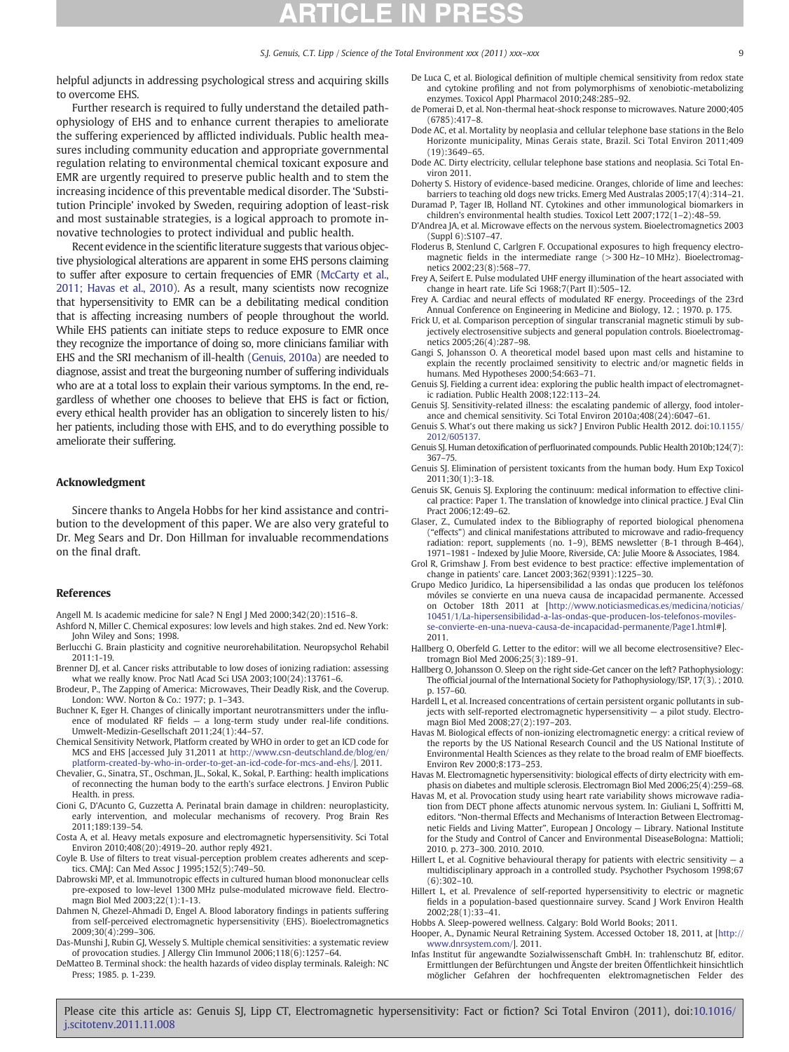helpful adjuncts in addressing psychological stress and acquiring skills to overcome EHS.

Further research is required to fully understand the detailed pathophysiology of EHS and to enhance current therapies to ameliorate the suffering experienced by afflicted individuals. Public health measures including community education and appropriate governmental regulation relating to environmental chemical toxicant exposure and EMR are urgently required to preserve public health and to stem the increasing incidence of this preventable medical disorder. The 'Substitution Principle' invoked by Sweden, requiring adoption of least-risk and most sustainable strategies, is a logical approach to promote innovative technologies to protect individual and public health.

Recent evidence in the scientific literature suggests that various objective physiological alterations are apparent in some EHS persons claiming to suffer after exposure to certain frequencies of EMR (McCarty et al., 2011; Havas et al., 2010). As a result, many scientists now recognize that hypersensitivity to EMR can be a debilitating medical condition that is affecting increasing numbers of people throughout the world. While EHS patients can initiate steps to reduce exposure to EMR once they recognize the importance of doing so, more clinicians familiar with EHS and the SRI mechanism of ill-health (Genuis, 2010a) are needed to diagnose, assist and treat the burgeoning number of suffering individuals who are at a total loss to explain their various symptoms. In the end, regardless of whether one chooses to believe that EHS is fact or fiction, every ethical health provider has an obligation to sincerely listen to his/her patients, including those with EHS, and to do everything possible to ameliorate their suffering.

## Acknowledgment

Sincere thanks to Angela Hobbs for her kind assistance and contribution to the development of this paper. We are also very grateful to Dr. Meg Sears and Dr. Don Hillman for invaluable recommendations on the final draft.

## References

Angell M. Is academic medicine for sale? N Engl J Med 2000;342(20):1516–8.

Ashford N, Miller C. Chemical exposures: low levels and high stakes. 2nd ed. New York: John Wiley and Sons; 1998.

Berlucchi G. Brain plasticity and cognitive neurorehabilitation. Neuropsychol Rehabil 2011:1-19.

Brenner DJ, et al. Cancer risks attributable to low doses of ionizing radiation: assessing what we really know. Proc Natl Acad Sci USA 2003;100(24):13761–6.

Brodeur, P., The Zapping of America: Microwaves, Their Deadly Risk, and the Coverup. London: WW. Norton & Co.: 1977; p. 1–343.

Buchner K, Eger H. Changes of clinically important neurotransmitters under the influence of modulated RF fields — a long-term study under real-life conditions. Umwelt-Medizin-Gesellschaft 2011;24(1):44–57.

Chemical Sensitivity Network, Platform created by WHO in order to get an ICD code for MCS and EHS [accessed July 31,2011 at http://www.csn-deutschland.de/blog/en/platform-created-by-who-in-order-to-get-an-icd-code-for-mcs-and-ehs/]. 2011.

Chevalier, G., Sinatra, ST., Oschman, JL., Sokal, K., Sokal, P. Earthing: health implications of reconnecting the human body to the earth's surface electrons. J Environ Public Health. in press.

Cioni G, D'Acunto G, Guzzetta A. Perinatal brain damage in children: neuroplasticity, early intervention, and molecular mechanisms of recovery. Prog Brain Res 2011;189:139–54.

Costa A, et al. Heavy metals exposure and electromagnetic hypersensitivity. Sci Total Environ 2010;408(20):4919–20. author reply 4921.

Coyle B. Use of filters to treat visual-perception problem creates adherents and skeptics. CMAJ: Can Med Assoc J 1995;152(5):749–50.

Dabrowski MP, et al. Immunotropic effects in cultured human blood mononuclear cells pre-exposed to low-level 1300 MHz pulse-modulated microwave field. Electromagn Biol Med 2003;22(1):1-13.

Dahmen N, Ghezel-Ahmadi D, Engel A. Blood laboratory findings in patients suffering from self-perceived electromagnetic hypersensitivity (EHS). Bioelectromagnetics 2009;30(4):299–306.

Das-Munshi J, Rubin GJ, Wessely S. Multiple chemical sensitivities: a systematic review of provocation studies. J Allergy Clin Immunol 2006;118(6):1257–64.

DeMatteo B. Terminal shock: the health hazards of video display terminals. Raleigh: NC Press; 1985. p. 1-239.

De Luca C, et al. Biological definition of multiple chemical sensitivity from redox state and cytokine profiling and not from polymorphisms of xenobiotic-metabolizing enzymes. Toxicol Appl Pharmacol 2010;248:285–92.

de Pomerai D, et al. Non-thermal heat-shock response to microwaves. Nature 2000;405 (6785):417–8.

Dode AC, et al. Mortality by neoplasia and cellular telephone base stations in the Belo Horizonte municipality, Minas Gerais state, Brazil. Sci Total Environ 2011;409 (19):3649–65.

Dode AC. Dirty electricity, cellular telephone base stations and neoplasia. Sci Total Environ 2011.

Doherty S. History of evidence-based medicine. Oranges, chloride of lime and leeches: barriers to teaching old dogs new tricks. Emerg Med Australas 2005;17(4):314–21.

Duramad P, Tager IB, Holland NT. Cytokines and other immunological biomarkers in children's environmental health studies. Toxicol Lett 2007;172(1–2):48–59.

D'Andrea JA, et al. Microwave effects on the nervous system. Bioelectromagnetics 2003 (Suppl 6):S107–47.

Floderus B, Stenlund C, Carlgren F. Occupational exposures to high frequency electromagnetic fields in the intermediate range (>300 Hz–10 MHz). Bioelectromagnetics 2002;23(8):568–77.

Frey A, Seifert E. Pulse modulated UHF energy illumination of the heart associated with change in heart rate. Life Sci 1968;7(Part II):505–12.

Frey A. Cardiac and neural effects of modulated RF energy. Proceedings of the 23rd Annual Conference on Engineering in Medicine and Biology, 12. ; 1970. p. 175.

Frick U, et al. Comparison perception of singular transcranial magnetic stimuli by subjectively electrosensitive subjects and general population controls. Bioelectromagnetics 2005;26(4):287–98.

Gangi S, Johansson O. A theoretical model based upon mast cells and histamine to explain the recently proclaimed sensitivity to electric and/or magnetic fields in humans. Med Hypotheses 2000;54:663–71.

Genuis SJ. Fielding a current idea: exploring the public health impact of electromagnetic radiation. Public Health 2008;122:113–24.

Genuis SJ. Sensitivity-related illness: the escalating pandemic of allergy, food intolerance and chemical sensitivity. Sci Total Environ 2010a;408(24):6047–61.

Genuis S. What's out there making us sick? J Environ Public Health 2012. doi:10.1155/2012/605137.

Genuis SJ. Human detoxification of perfluorinated compounds. Public Health 2010b;124(7): 367–75.

Genuis SJ. Elimination of persistent toxicants from the human body. Hum Exp Toxicol 2011;30(1):3-18.

Genuis SK, Genuis SJ. Exploring the continuum: medical information to effective clinical practice: Paper 1. The translation of knowledge into clinical practice. J Eval Clin Pract 2006;12:49–62.

Glaser, Z., Cumulated index to the Bibliography of reported biological phenomena ("effects") and clinical manifestations attributed to microwave and radio-frequency radiation: report, supplements (no. 1–9), BEMS newsletter (B-1 through B-464), 1971–1981 - Indexed by Julie Moore, Riverside, CA: Julie Moore & Associates, 1984.

Grol R, Grimshaw J. From best evidence to best practice: effective implementation of change in patients' care. Lancet 2003;362(9391):1225–30.

Grupo Medico Juridico, La hipersensibilidad a las ondas que producen los teléfonos móviles se convierte en una nueva causa de incapacidad permanente. Accessed on October 18th 2011 at [http://www.noticiasmedicas.es/medicina/noticias/10451/1/La-hipersensibilidad-a-las-ondas-que-producen-los-telefonos-moviles-se-convierte-en-una-nueva-causa-de-incapacidad-permanente/Page1.html#]. 2011.

Hallberg O, Oberfeld G. Letter to the editor: will we all become electrosensitive? Electromagn Biol Med 2006;25(3):189–91.

Hallberg O, Johansson O. Sleep on the right side-Get cancer on the left? Pathophysiology: The official journal of the International Society for Pathophysiology/ISP, 17(3). ; 2010. p. 157–60.

Hardell L, et al. Increased concentrations of certain persistent organic pollutants in subjects with self-reported electromagnetic hypersensitivity — a pilot study. Electromagn Biol Med 2008;27(2):197–203.

Havas M. Biological effects of non-ionizing electromagnetic energy: a critical review of the reports by the US National Research Council and the US National Institute of Environmental Health Sciences as they relate to the broad realm of EMF bioeffects. Environ Rev 2000;8:173–253.

Havas M. Electromagnetic hypersensitivity: biological effects of dirty electricity with emphasis on diabetes and multiple sclerosis. Electromagn Biol Med 2006;25(4):259–68.

Havas M, et al. Provocation study using heart rate variability shows microwave radiation from DECT phone affects atunomic nervous system. In: Giuliani L, Soffritti M, editors. "Non-thermal Effects and Mechanisms of Interaction Between Electromagnetic Fields and Living Matter", European J Oncology — Library. National Institute for the Study and Control of Cancer and Environmental DiseaseBologna: Mattioli; 2010. p. 273–300. 2010. 2010.

Hillert L, et al. Cognitive behavioural therapy for patients with electric sensitivity — a multidisciplinary approach in a controlled study. Psychother Psychosom 1998;67 (6):302–10.

Hillert L, et al. Prevalence of self-reported hypersensitivity to electric or magnetic fields in a population-based questionnaire survey. Scand J Work Environ Health 2002;28(1):33–41.

Hobbs A. Sleep-powered wellness. Calgary: Bold World Books; 2011.

Hooper, A., Dynamic Neural Retraining System. Accessed October 18, 2011, at [http://www.dnrsystem.com/]. 2011.

Infas Institut für angewandte Sozialwissenschaft GmbH. In: trahlenschutz Bf, editor. Ermittlungen der Befürchtungen und Ängste der breiten Öffentlichkeit hinsichtlich möglicher Gefahren der hochfrequenten elektromagnetischen Felder des

Please cite this article as: Genuis SJ, Lipp CT, Electromagnetic hypersensitivity: Fact or fiction? Sci Total Environ (2011), doi:10.1016/j.scitotenv.2011.11.008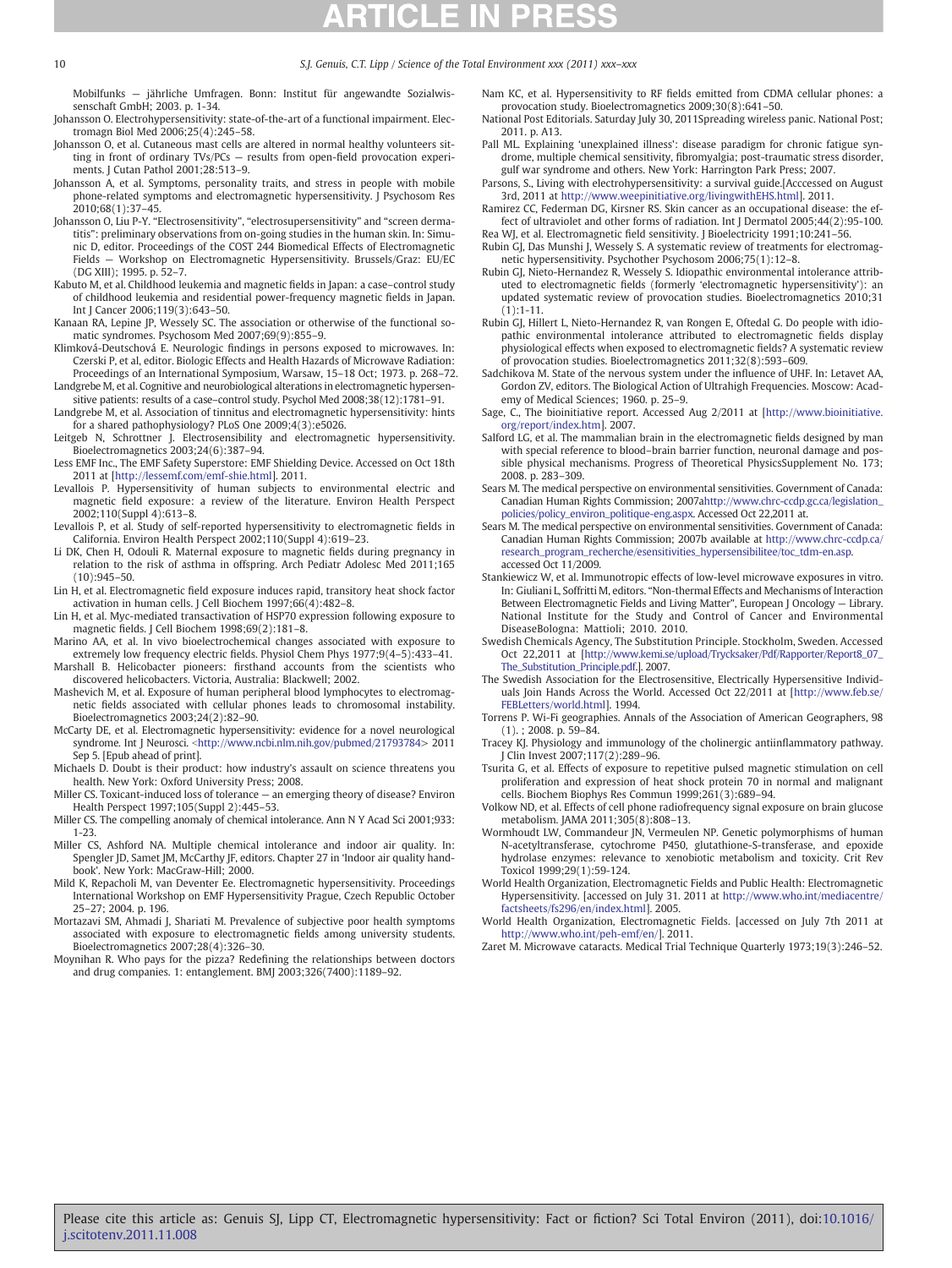Mobilfunks — jährliche Umfragen. Bonn: Institut für angewandte Sozialwissenschaft GmbH; 2003. p. 1-34.

Johansson O. Electrohypersensitivity: state-of-the-art of a functional impairment. Electromagn Biol Med 2006;25(4):245–58.

Johansson O, et al. Cutaneous mast cells are altered in normal healthy volunteers sitting in front of ordinary TVs/PCs — results from open-field provocation experiments. J Cutan Pathol 2001;28:513–9.

Johansson A, et al. Symptoms, personality traits, and stress in people with mobile phone-related symptoms and electromagnetic hypersensitivity. J Psychosom Res 2010;68(1):37–45.

Johansson O, Liu P-Y. "Electrosensitivity", "electrosupersensitivity" and "screen dermatitis": preliminary observations from on-going studies in the human skin. In: Simunic D, editor. Proceedings of the COST 244 Biomedical Effects of Electromagnetic Fields — Workshop on Electromagnetic Hypersensitivity. Brussels/Graz: EU/EC (DG XIII); 1995. p. 52–7.

Kabuto M, et al. Childhood leukemia and magnetic fields in Japan: a case–control study of childhood leukemia and residential power-frequency magnetic fields in Japan. Int J Cancer 2006;119(3):643–50.

Kanaan RA, Lepine JP, Wessely SC. The association or otherwise of the functional somatic syndromes. Psychosom Med 2007;69(9):855–9.

Klimková-Deutschová E. Neurologic findings in persons exposed to microwaves. In: Czerski P, et al, editor. Biologic Effects and Health Hazards of Microwave Radiation: Proceedings of an International Symposium, Warsaw, 15–18 Oct; 1973. p. 268–72.

Landgrebe M, et al. Cognitive and neurobiological alterations in electromagnetic hypersensitive patients: results of a case–control study. Psychol Med 2008;38(12):1781–91.

Landgrebe M, et al. Association of tinnitus and electromagnetic hypersensitivity: hints for a shared pathophysiology? PLoS One 2009;4(3):e5026.

Leitgeb N, Schrottner J. Electrosensibility and electromagnetic hypersensitivity. Bioelectromagnetics 2003;24(6):387–94.

Less EMF Inc., The EMF Safety Superstore: EMF Shielding Device. Accessed on Oct 18th 2011 at [http://lessemf.com/emf-shie.html]. 2011.

Levallois P. Hypersensitivity of human subjects to environmental electric and magnetic field exposure: a review of the literature. Environ Health Perspect 2002;110(Suppl 4):613–8.

Levallois P, et al. Study of self-reported hypersensitivity to electromagnetic fields in California. Environ Health Perspect 2002;110(Suppl 4):619–23.

Li DK, Chen H, Odouli R. Maternal exposure to magnetic fields during pregnancy in relation to the risk of asthma in offspring. Arch Pediatr Adolesc Med 2011;165 (10):945–50.

Lin H, et al. Electromagnetic field exposure induces rapid, transitory heat shock factor activation in human cells. J Cell Biochem 1997;66(4):482–8.

Lin H, et al. Myc-mediated transactivation of HSP70 expression following exposure to magnetic fields. J Cell Biochem 1998;69(2):181–8.

Marino AA, et al. In vivo bioelectrochemical changes associated with exposure to extremely low frequency electric fields. Physiol Chem Phys 1977;9(4–5):433–41.

Marshall B. Helicobacter pioneers: firsthand accounts from the scientists who discovered helicobacters. Victoria, Australia: Blackwell; 2002.

Mashevich M, et al. Exposure of human peripheral blood lymphocytes to electromagnetic fields associated with cellular phones leads to chromosomal instability. Bioelectromagnetics 2003;24(2):82–90.

McCarty DE, et al. Electromagnetic hypersensitivity: evidence for a novel neurological syndrome. Int J Neurosci. <http://www.ncbi.nlm.nih.gov/pubmed/21793784> 2011 Sep 5. [Epub ahead of print].

Michaels D. Doubt is their product: how industry's assault on science threatens you health. New York: Oxford University Press; 2008.

Miller CS. Toxicant-induced loss of tolerance — an emerging theory of disease? Environ Health Perspect 1997;105(Suppl 2):445–53.

Miller CS. The compelling anomaly of chemical intolerance. Ann N Y Acad Sci 2001;933: 1-23.

Miller CS, Ashford NA. Multiple chemical intolerance and indoor air quality. In: Spengler JD, Samet JM, McCarthy JF, editors. Chapter 27 in 'Indoor air quality handbook'. New York: MacGraw-Hill; 2000.

Mild K, Repacholi M, van Deventer Ee. Electromagnetic hypersensitivity. Proceedings International Workshop on EMF Hypersensitivity Prague, Czech Republic October 25–27; 2004. p. 196.

Mortazavi SM, Ahmadi J, Shariati M. Prevalence of subjective poor health symptoms associated with exposure to electromagnetic fields among university students. Bioelectromagnetics 2007;28(4):326–30.

Moynihan R. Who pays for the pizza? Redefining the relationships between doctors and drug companies. 1: entanglement. BMJ 2003;326(7400):1189–92.

Nam KC, et al. Hypersensitivity to RF fields emitted from CDMA cellular phones: a provocation study. Bioelectromagnetics 2009;30(8):641–50.

National Post Editorials. Saturday July 30, 2011Spreading wireless panic. National Post; 2011. p. A13.

Pall ML. Explaining 'unexplained illness': disease paradigm for chronic fatigue syndrome, multiple chemical sensitivity, fibromyalgia; post-traumatic stress disorder, gulf war syndrome and others. New York: Harrington Park Press; 2007.

Parsons, S., Living with electrohypersensitivity: a survival guide.[Acccessed on August 3rd, 2011 at http://www.weepinitiative.org/livingwithEHS.html]. 2011.

Ramirez CC, Federman DG, Kirsner RS. Skin cancer as an occupational disease: the effect of ultraviolet and other forms of radiation. Int J Dermatol 2005;44(2):95-100.

Rea WJ, et al. Electromagnetic field sensitivity. J Bioelectricity 1991;10:241–56.

Rubin GJ, Das Munshi J, Wessely S. A systematic review of treatments for electromagnetic hypersensitivity. Psychother Psychosom 2006;75(1):12–8.

Rubin GJ, Nieto-Hernandez R, Wessely S. Idiopathic environmental intolerance attributed to electromagnetic fields (formerly 'electromagnetic hypersensitivity'): an updated systematic review of provocation studies. Bioelectromagnetics 2010;31 (1):1-11.

Rubin GJ, Hillert L, Nieto-Hernandez R, van Rongen E, Oftedal G. Do people with idiopathic environmental intolerance attributed to electromagnetic fields display physiological effects when exposed to electromagnetic fields? A systematic review of provocation studies. Bioelectromagnetics 2011;32(8):593–609.

Sadchikova M. State of the nervous system under the influence of UHF. In: Letavet AA, Gordon ZV, editors. The Biological Action of Ultrahigh Frequencies. Moscow: Academy of Medical Sciences; 1960. p. 25–9.

Sage, C., The bioinitiative report. Accessed Aug 2/2011 at [http://www.bioinitiative.org/report/index.htm]. 2007.

Salford LG, et al. The mammalian brain in the electromagnetic fields designed by man with special reference to blood–brain barrier function, neuronal damage and possible physical mechanisms. Progress of Theoretical PhysicsSupplement No. 173; 2008. p. 283–309.

Sears M. The medical perspective on environmental sensitivities. Government of Canada: Canadian Human Rights Commission; 2007ahttp://www.chrc-ccdp.gc.ca/legislation_policies/policy_environ_politique-eng.aspx. Accessed Oct 22,2011 at.

Sears M. The medical perspective on environmental sensitivities. Government of Canada: Canadian Human Rights Commission; 2007b available at http://www.chrc-ccdp.ca/research_program_recherche/esensitivities_hypersensibilitee/toc_tdm-en.asp. accessed Oct 11/2009.

Stankiewicz W, et al. Immunotropic effects of low-level microwave exposures in vitro. In: Giuliani L, Soffritti M, editors. "Non-thermal Effects and Mechanisms of Interaction Between Electromagnetic Fields and Living Matter", European J Oncology — Library. National Institute for the Study and Control of Cancer and Environmental DiseaseBologna: Mattioli; 2010. 2010.

Swedish Chemicals Agency, The Substitution Principle. Stockholm, Sweden. Accessed Oct 22,2011 at [http://www.kemi.se/upload/Trycksaker/Pdf/Rapporter/Report8_07_The_Substitution_Principle.pdf.]. 2007.

The Swedish Association for the Electrosensitive, Electrically Hypersensitive Individuals Join Hands Across the World. Accessed Oct 22/2011 at [http://www.feb.se/FEBLetters/world.html]. 1994.

Torrens P. Wi-Fi geographies. Annals of the Association of American Geographers, 98 (1). ; 2008. p. 59–84.

Tracey KJ. Physiology and immunology of the cholinergic antiinflammatory pathway. J Clin Invest 2007;117(2):289–96.

Tsurita G, et al. Effects of exposure to repetitive pulsed magnetic stimulation on cell proliferation and expression of heat shock protein 70 in normal and malignant cells. Biochem Biophys Res Commun 1999;261(3):689–94.

Volkow ND, et al. Effects of cell phone radiofrequency signal exposure on brain glucose metabolism. JAMA 2011;305(8):808–13.

Wormhoudt LW, Commandeur JN, Vermeulen NP. Genetic polymorphisms of human N-acetyltransferase, cytochrome P450, glutathione-S-transferase, and epoxide hydrolase enzymes: relevance to xenobiotic metabolism and toxicity. Crit Rev Toxicol 1999;29(1):59-124.

World Health Organization, Electromagnetic Fields and Public Health: Electromagnetic Hypersensitivity. [accessed on July 31. 2011 at http://www.who.int/mediacentre/factsheets/fs296/en/index.html]. 2005.

World Health Organization, Electromagnetic Fields. [accessed on July 7th 2011 at http://www.who.int/peh-emf/en/]. 2011.

Zaret M. Microwave cataracts. Medical Trial Technique Quarterly 1973;19(3):246–52.